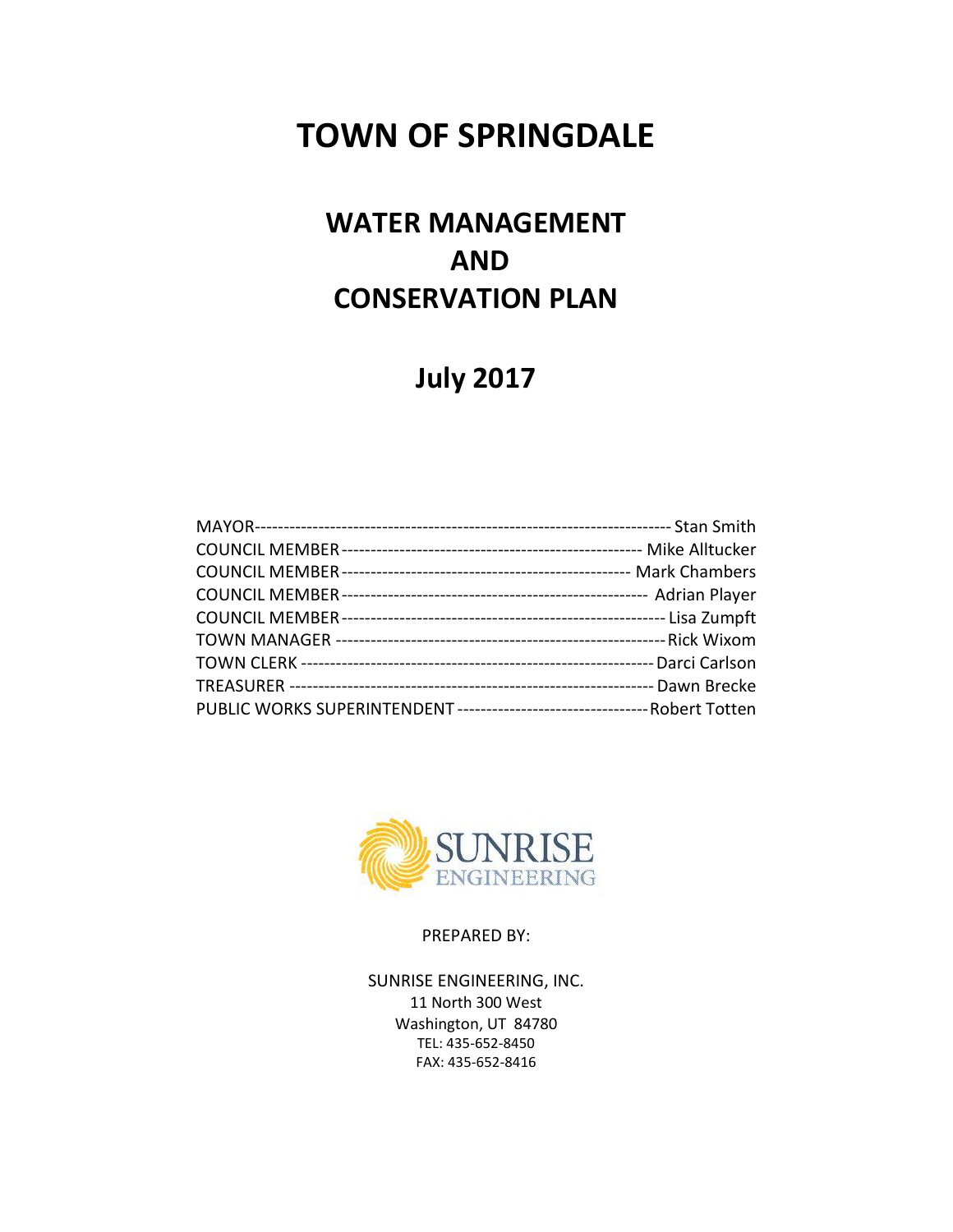# TOWN OF SPRINGDALE

## WATER MANAGEMENT AND CONSERVATION PLAN

## July 2017

MAYOR---------------------------------------------------------------------- Stan Smith
COUNCIL MEMBER --------------------------------------------------- Mike Alltucker
COUNCIL MEMBER ------------------------------------------------- Mark Chambers
COUNCIL MEMBER ---------------------------------------------------- Adrian Player
COUNCIL MEMBER ------------------------------------------------------- Lisa Zumpft
TOWN MANAGER -------------------------------------------------------- Rick Wixom
TOWN CLERK ------------------------------------------------------------ Darci Carlson
TREASURER -------------------------------------------------------------- Dawn Brecke
PUBLIC WORKS SUPERINTENDENT -------------------------------- Robert Totten

SUNRISE ENGINEERING

PREPARED BY:

SUNRISE ENGINEERING, INC.
11 North 300 West
Washington, UT 84780
TEL: 435-652-8450
FAX: 435-652-8416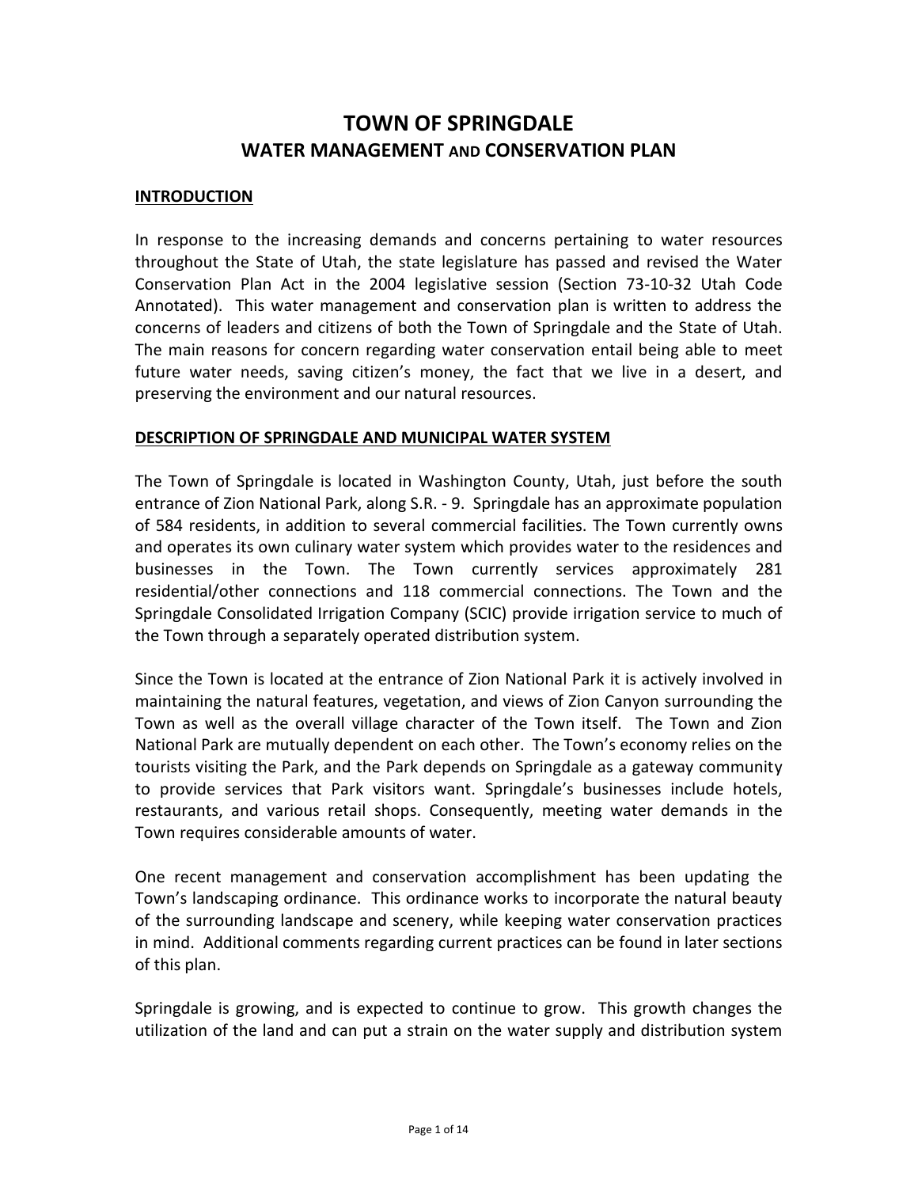# TOWN OF SPRINGDALE
## WATER MANAGEMENT AND CONSERVATION PLAN

### INTRODUCTION

In response to the increasing demands and concerns pertaining to water resources throughout the State of Utah, the state legislature has passed and revised the Water Conservation Plan Act in the 2004 legislative session (Section 73-10-32 Utah Code Annotated). This water management and conservation plan is written to address the concerns of leaders and citizens of both the Town of Springdale and the State of Utah. The main reasons for concern regarding water conservation entail being able to meet future water needs, saving citizen's money, the fact that we live in a desert, and preserving the environment and our natural resources.

### DESCRIPTION OF SPRINGDALE AND MUNICIPAL WATER SYSTEM

The Town of Springdale is located in Washington County, Utah, just before the south entrance of Zion National Park, along S.R. - 9. Springdale has an approximate population of 584 residents, in addition to several commercial facilities. The Town currently owns and operates its own culinary water system which provides water to the residences and businesses in the Town. The Town currently services approximately 281 residential/other connections and 118 commercial connections. The Town and the Springdale Consolidated Irrigation Company (SCIC) provide irrigation service to much of the Town through a separately operated distribution system.

Since the Town is located at the entrance of Zion National Park it is actively involved in maintaining the natural features, vegetation, and views of Zion Canyon surrounding the Town as well as the overall village character of the Town itself. The Town and Zion National Park are mutually dependent on each other. The Town's economy relies on the tourists visiting the Park, and the Park depends on Springdale as a gateway community to provide services that Park visitors want. Springdale's businesses include hotels, restaurants, and various retail shops. Consequently, meeting water demands in the Town requires considerable amounts of water.

One recent management and conservation accomplishment has been updating the Town's landscaping ordinance. This ordinance works to incorporate the natural beauty of the surrounding landscape and scenery, while keeping water conservation practices in mind. Additional comments regarding current practices can be found in later sections of this plan.

Springdale is growing, and is expected to continue to grow. This growth changes the utilization of the land and can put a strain on the water supply and distribution system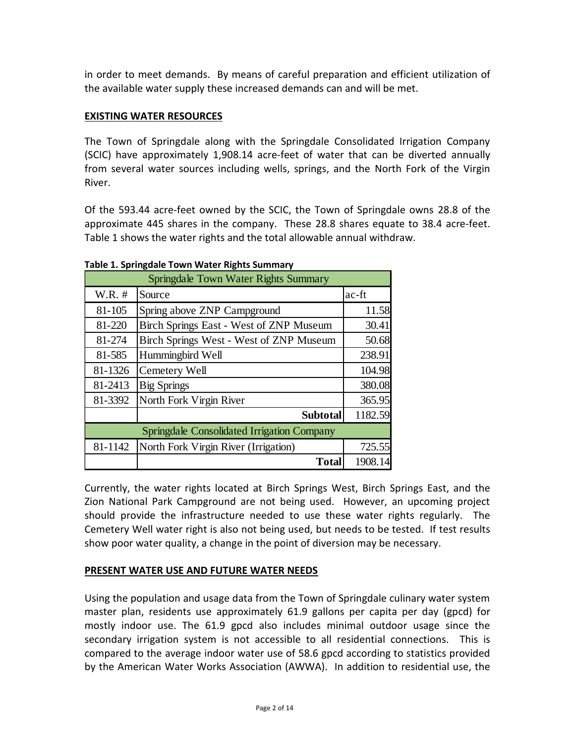in order to meet demands. By means of careful preparation and efficient utilization of the available water supply these increased demands can and will be met.

**EXISTING WATER RESOURCES**

The Town of Springdale along with the Springdale Consolidated Irrigation Company (SCIC) have approximately 1,908.14 acre-feet of water that can be diverted annually from several water sources including wells, springs, and the North Fork of the Virgin River.

Of the 593.44 acre-feet owned by the SCIC, the Town of Springdale owns 28.8 of the approximate 445 shares in the company. These 28.8 shares equate to 38.4 acre-feet. Table 1 shows the water rights and the total allowable annual withdraw.

**Table 1. Springdale Town Water Rights Summary**

| Springdale Town Water Rights Summary | | |
|---|---|---|
| W.R. # | Source | ac-ft |
| 81-105 | Spring above ZNP Campground | 11.58 |
| 81-220 | Birch Springs East - West of ZNP Museum | 30.41 |
| 81-274 | Birch Springs West - West of ZNP Museum | 50.68 |
| 81-585 | Hummingbird Well | 238.91 |
| 81-1326 | Cemetery Well | 104.98 |
| 81-2413 | Big Springs | 380.08 |
| 81-3392 | North Fork Virgin River | 365.95 |
| | **Subtotal** | 1182.59 |
| Springdale Consolidated Irrigation Company | | |
| 81-1142 | North Fork Virgin River (Irrigation) | 725.55 |
| | **Total** | 1908.14 |

Currently, the water rights located at Birch Springs West, Birch Springs East, and the Zion National Park Campground are not being used. However, an upcoming project should provide the infrastructure needed to use these water rights regularly. The Cemetery Well water right is also not being used, but needs to be tested. If test results show poor water quality, a change in the point of diversion may be necessary.

**PRESENT WATER USE AND FUTURE WATER NEEDS**

Using the population and usage data from the Town of Springdale culinary water system master plan, residents use approximately 61.9 gallons per capita per day (gpcd) for mostly indoor use. The 61.9 gpcd also includes minimal outdoor usage since the secondary irrigation system is not accessible to all residential connections. This is compared to the average indoor water use of 58.6 gpcd according to statistics provided by the American Water Works Association (AWWA). In addition to residential use, the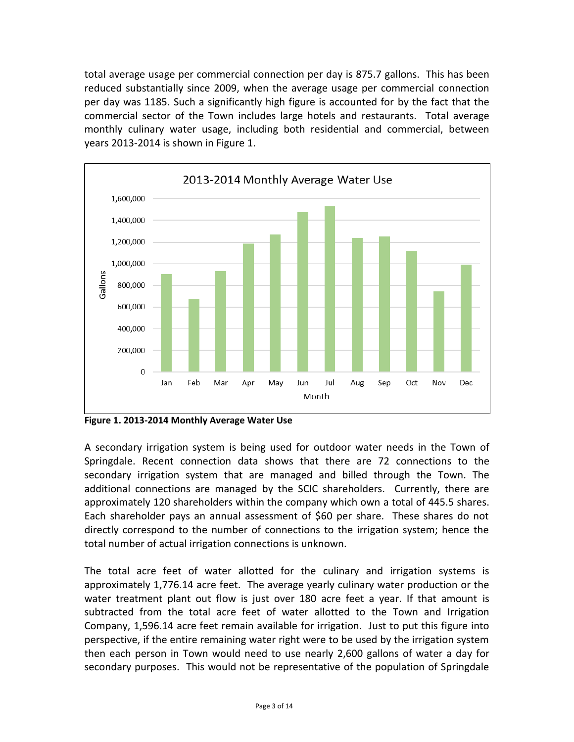total average usage per commercial connection per day is 875.7 gallons. This has been reduced substantially since 2009, when the average usage per commercial connection per day was 1185. Such a significantly high figure is accounted for by the fact that the commercial sector of the Town includes large hotels and restaurants. Total average monthly culinary water usage, including both residential and commercial, between years 2013-2014 is shown in Figure 1.

**Figure 1. 2013-2014 Monthly Average Water Use**

A secondary irrigation system is being used for outdoor water needs in the Town of Springdale. Recent connection data shows that there are 72 connections to the secondary irrigation system that are managed and billed through the Town. The additional connections are managed by the SCIC shareholders. Currently, there are approximately 120 shareholders within the company which own a total of 445.5 shares. Each shareholder pays an annual assessment of $60 per share. These shares do not directly correspond to the number of connections to the irrigation system; hence the total number of actual irrigation connections is unknown.

The total acre feet of water allotted for the culinary and irrigation systems is approximately 1,776.14 acre feet. The average yearly culinary water production or the water treatment plant out flow is just over 180 acre feet a year. If that amount is subtracted from the total acre feet of water allotted to the Town and Irrigation Company, 1,596.14 acre feet remain available for irrigation. Just to put this figure into perspective, if the entire remaining water right were to be used by the irrigation system then each person in Town would need to use nearly 2,600 gallons of water a day for secondary purposes. This would not be representative of the population of Springdale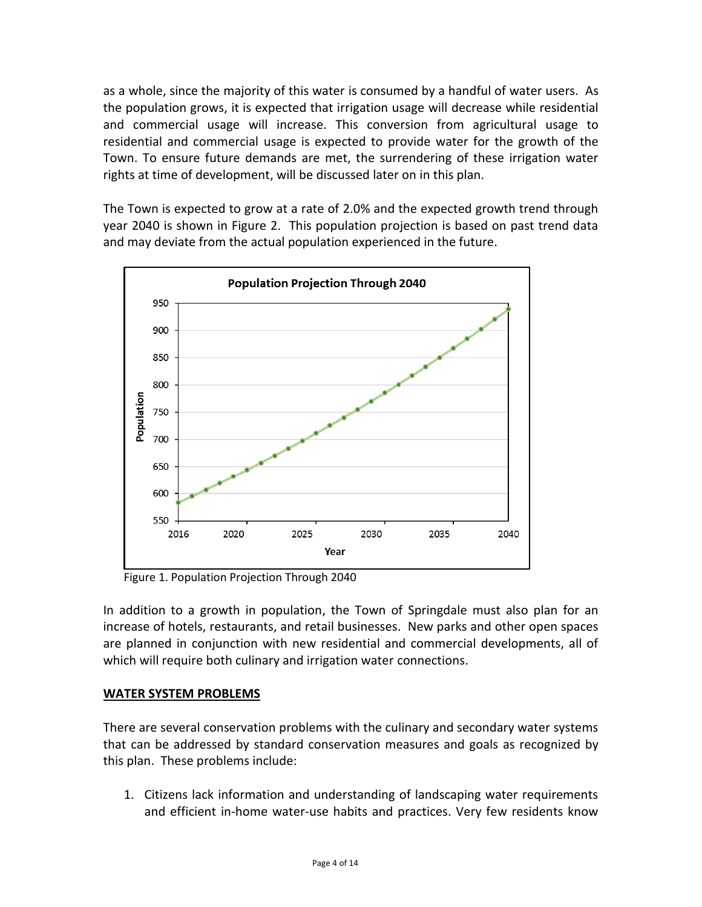as a whole, since the majority of this water is consumed by a handful of water users. As the population grows, it is expected that irrigation usage will decrease while residential and commercial usage will increase. This conversion from agricultural usage to residential and commercial usage is expected to provide water for the growth of the Town. To ensure future demands are met, the surrendering of these irrigation water rights at time of development, will be discussed later on in this plan.

The Town is expected to grow at a rate of 2.0% and the expected growth trend through year 2040 is shown in Figure 2. This population projection is based on past trend data and may deviate from the actual population experienced in the future.

Figure 1. Population Projection Through 2040

In addition to a growth in population, the Town of Springdale must also plan for an increase of hotels, restaurants, and retail businesses. New parks and other open spaces are planned in conjunction with new residential and commercial developments, all of which will require both culinary and irrigation water connections.

## WATER SYSTEM PROBLEMS

There are several conservation problems with the culinary and secondary water systems that can be addressed by standard conservation measures and goals as recognized by this plan. These problems include:

1. Citizens lack information and understanding of landscaping water requirements and efficient in-home water-use habits and practices. Very few residents know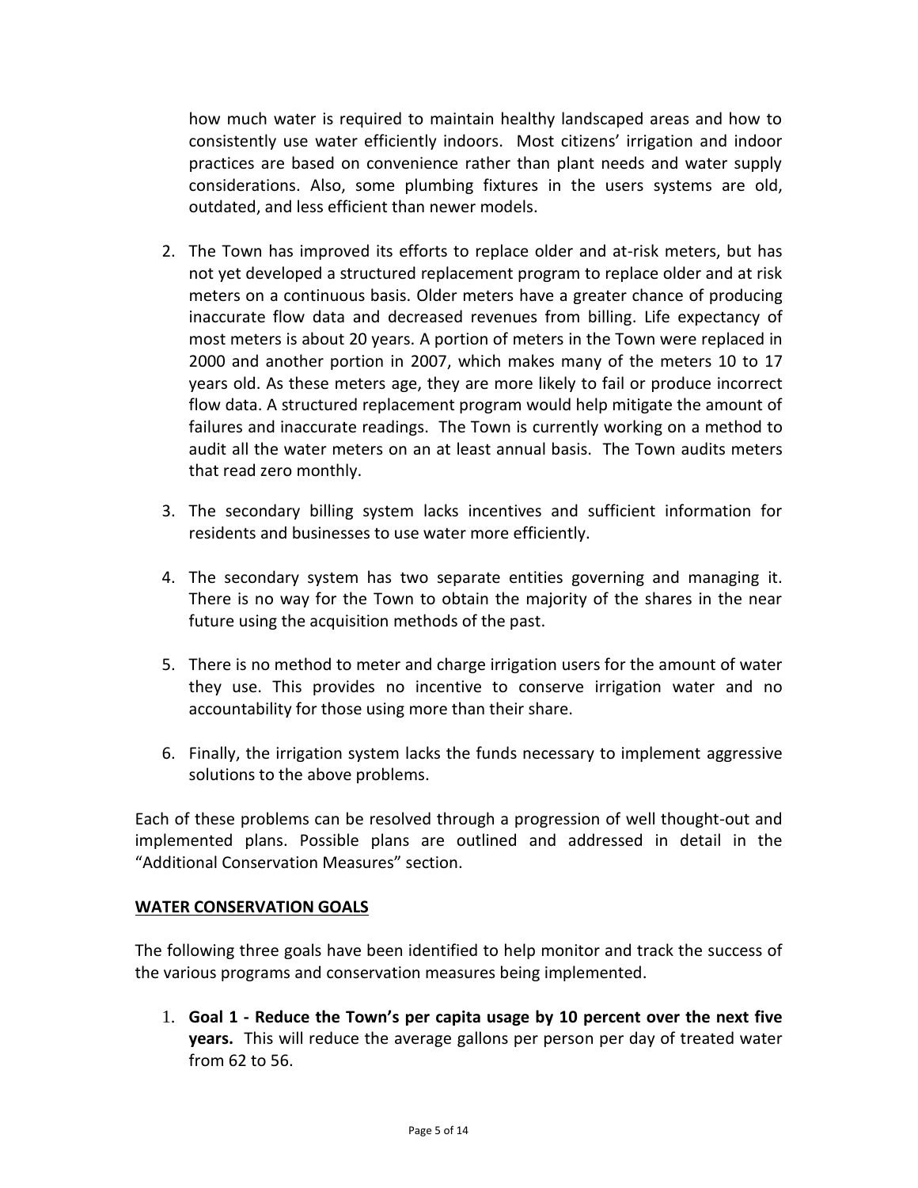how much water is required to maintain healthy landscaped areas and how to consistently use water efficiently indoors. Most citizens' irrigation and indoor practices are based on convenience rather than plant needs and water supply considerations. Also, some plumbing fixtures in the users systems are old, outdated, and less efficient than newer models.

2. The Town has improved its efforts to replace older and at-risk meters, but has not yet developed a structured replacement program to replace older and at risk meters on a continuous basis. Older meters have a greater chance of producing inaccurate flow data and decreased revenues from billing. Life expectancy of most meters is about 20 years. A portion of meters in the Town were replaced in 2000 and another portion in 2007, which makes many of the meters 10 to 17 years old. As these meters age, they are more likely to fail or produce incorrect flow data. A structured replacement program would help mitigate the amount of failures and inaccurate readings. The Town is currently working on a method to audit all the water meters on an at least annual basis. The Town audits meters that read zero monthly.

3. The secondary billing system lacks incentives and sufficient information for residents and businesses to use water more efficiently.

4. The secondary system has two separate entities governing and managing it. There is no way for the Town to obtain the majority of the shares in the near future using the acquisition methods of the past.

5. There is no method to meter and charge irrigation users for the amount of water they use. This provides no incentive to conserve irrigation water and no accountability for those using more than their share.

6. Finally, the irrigation system lacks the funds necessary to implement aggressive solutions to the above problems.

Each of these problems can be resolved through a progression of well thought-out and implemented plans. Possible plans are outlined and addressed in detail in the "Additional Conservation Measures" section.

## WATER CONSERVATION GOALS

The following three goals have been identified to help monitor and track the success of the various programs and conservation measures being implemented.

1. **Goal 1 - Reduce the Town's per capita usage by 10 percent over the next five years.** This will reduce the average gallons per person per day of treated water from 62 to 56.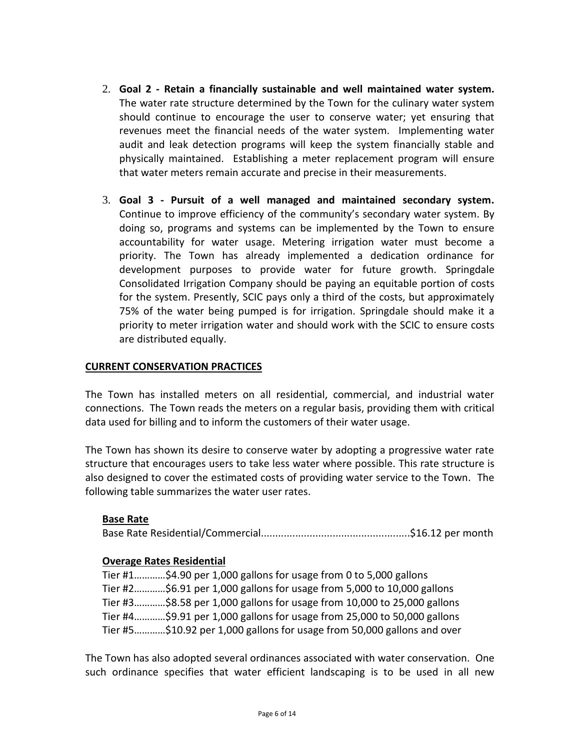2. **Goal 2 - Retain a financially sustainable and well maintained water system.** The water rate structure determined by the Town for the culinary water system should continue to encourage the user to conserve water; yet ensuring that revenues meet the financial needs of the water system. Implementing water audit and leak detection programs will keep the system financially stable and physically maintained. Establishing a meter replacement program will ensure that water meters remain accurate and precise in their measurements.

3. **Goal 3 - Pursuit of a well managed and maintained secondary system.** Continue to improve efficiency of the community's secondary water system. By doing so, programs and systems can be implemented by the Town to ensure accountability for water usage. Metering irrigation water must become a priority. The Town has already implemented a dedication ordinance for development purposes to provide water for future growth. Springdale Consolidated Irrigation Company should be paying an equitable portion of costs for the system. Presently, SCIC pays only a third of the costs, but approximately 75% of the water being pumped is for irrigation. Springdale should make it a priority to meter irrigation water and should work with the SCIC to ensure costs are distributed equally.

**CURRENT CONSERVATION PRACTICES**

The Town has installed meters on all residential, commercial, and industrial water connections. The Town reads the meters on a regular basis, providing them with critical data used for billing and to inform the customers of their water usage.

The Town has shown its desire to conserve water by adopting a progressive water rate structure that encourages users to take less water where possible. This rate structure is also designed to cover the estimated costs of providing water service to the Town. The following table summarizes the water user rates.

**Base Rate**

Base Rate Residential/Commercial....................................................$16.12 per month

**Overage Rates Residential**

Tier #1…………$4.90 per 1,000 gallons for usage from 0 to 5,000 gallons
Tier #2…………$6.91 per 1,000 gallons for usage from 5,000 to 10,000 gallons
Tier #3…………$8.58 per 1,000 gallons for usage from 10,000 to 25,000 gallons
Tier #4…………$9.91 per 1,000 gallons for usage from 25,000 to 50,000 gallons
Tier #5…………$10.92 per 1,000 gallons for usage from 50,000 gallons and over

The Town has also adopted several ordinances associated with water conservation. One such ordinance specifies that water efficient landscaping is to be used in all new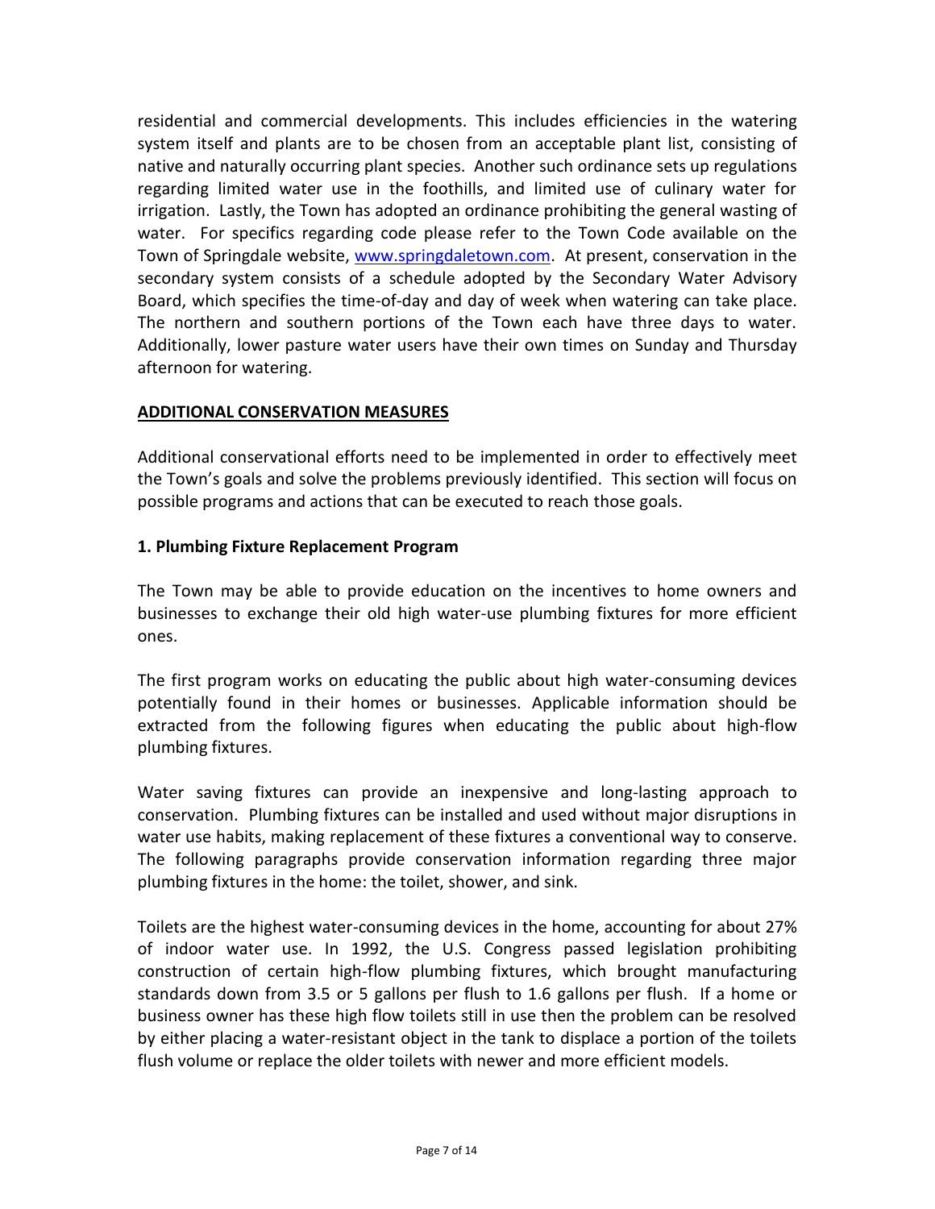residential and commercial developments. This includes efficiencies in the watering system itself and plants are to be chosen from an acceptable plant list, consisting of native and naturally occurring plant species. Another such ordinance sets up regulations regarding limited water use in the foothills, and limited use of culinary water for irrigation. Lastly, the Town has adopted an ordinance prohibiting the general wasting of water. For specifics regarding code please refer to the Town Code available on the Town of Springdale website, www.springdaletown.com. At present, conservation in the secondary system consists of a schedule adopted by the Secondary Water Advisory Board, which specifies the time-of-day and day of week when watering can take place. The northern and southern portions of the Town each have three days to water. Additionally, lower pasture water users have their own times on Sunday and Thursday afternoon for watering.

## ADDITIONAL CONSERVATION MEASURES

Additional conservational efforts need to be implemented in order to effectively meet the Town's goals and solve the problems previously identified. This section will focus on possible programs and actions that can be executed to reach those goals.

### 1. Plumbing Fixture Replacement Program

The Town may be able to provide education on the incentives to home owners and businesses to exchange their old high water-use plumbing fixtures for more efficient ones.

The first program works on educating the public about high water-consuming devices potentially found in their homes or businesses. Applicable information should be extracted from the following figures when educating the public about high-flow plumbing fixtures.

Water saving fixtures can provide an inexpensive and long-lasting approach to conservation. Plumbing fixtures can be installed and used without major disruptions in water use habits, making replacement of these fixtures a conventional way to conserve. The following paragraphs provide conservation information regarding three major plumbing fixtures in the home: the toilet, shower, and sink.

Toilets are the highest water-consuming devices in the home, accounting for about 27% of indoor water use. In 1992, the U.S. Congress passed legislation prohibiting construction of certain high-flow plumbing fixtures, which brought manufacturing standards down from 3.5 or 5 gallons per flush to 1.6 gallons per flush. If a home or business owner has these high flow toilets still in use then the problem can be resolved by either placing a water-resistant object in the tank to displace a portion of the toilets flush volume or replace the older toilets with newer and more efficient models.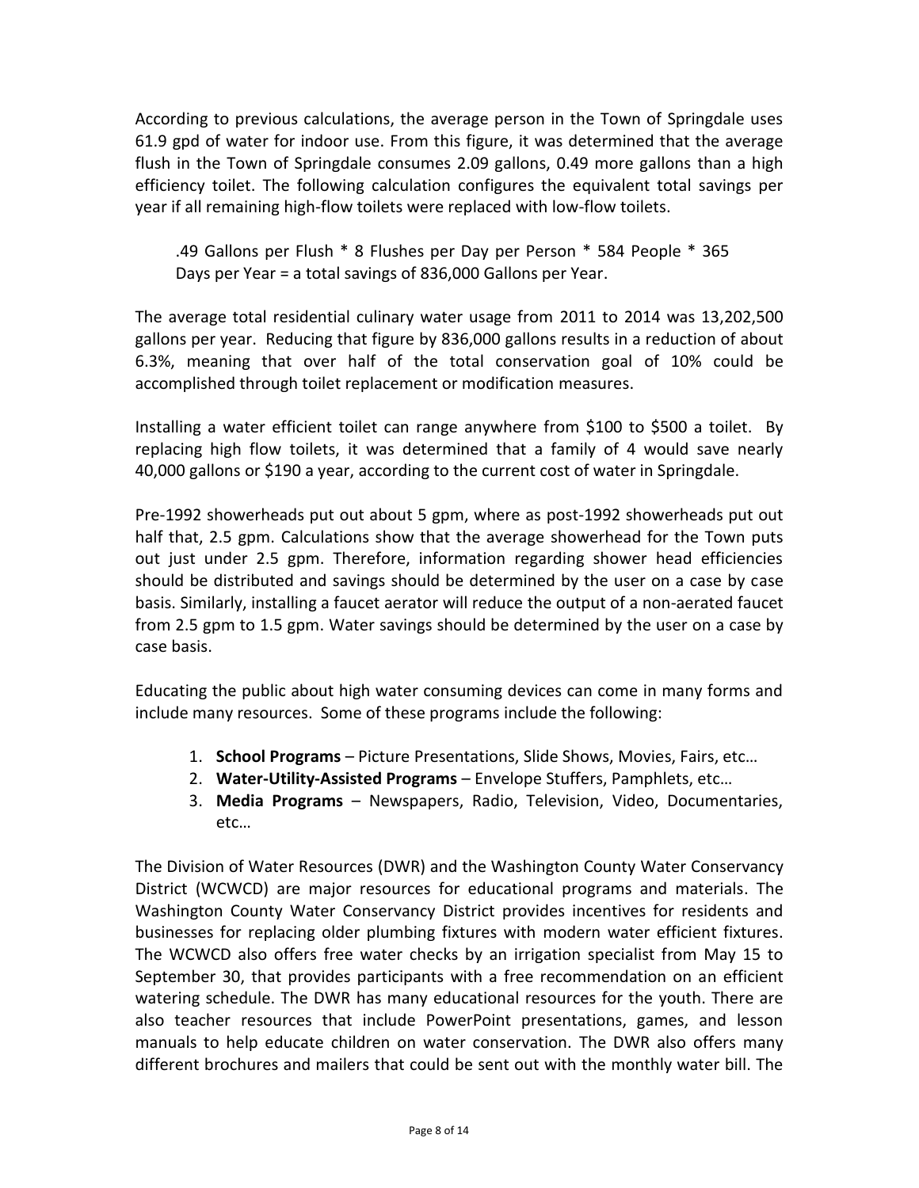According to previous calculations, the average person in the Town of Springdale uses 61.9 gpd of water for indoor use. From this figure, it was determined that the average flush in the Town of Springdale consumes 2.09 gallons, 0.49 more gallons than a high efficiency toilet. The following calculation configures the equivalent total savings per year if all remaining high-flow toilets were replaced with low-flow toilets.

> .49 Gallons per Flush * 8 Flushes per Day per Person * 584 People * 365 Days per Year = a total savings of 836,000 Gallons per Year.

The average total residential culinary water usage from 2011 to 2014 was 13,202,500 gallons per year. Reducing that figure by 836,000 gallons results in a reduction of about 6.3%, meaning that over half of the total conservation goal of 10% could be accomplished through toilet replacement or modification measures.

Installing a water efficient toilet can range anywhere from $100 to $500 a toilet. By replacing high flow toilets, it was determined that a family of 4 would save nearly 40,000 gallons or $190 a year, according to the current cost of water in Springdale.

Pre-1992 showerheads put out about 5 gpm, where as post-1992 showerheads put out half that, 2.5 gpm. Calculations show that the average showerhead for the Town puts out just under 2.5 gpm. Therefore, information regarding shower head efficiencies should be distributed and savings should be determined by the user on a case by case basis. Similarly, installing a faucet aerator will reduce the output of a non-aerated faucet from 2.5 gpm to 1.5 gpm. Water savings should be determined by the user on a case by case basis.

Educating the public about high water consuming devices can come in many forms and include many resources. Some of these programs include the following:

1. **School Programs** – Picture Presentations, Slide Shows, Movies, Fairs, etc…
2. **Water-Utility-Assisted Programs** – Envelope Stuffers, Pamphlets, etc…
3. **Media Programs** – Newspapers, Radio, Television, Video, Documentaries, etc…

The Division of Water Resources (DWR) and the Washington County Water Conservancy District (WCWCD) are major resources for educational programs and materials. The Washington County Water Conservancy District provides incentives for residents and businesses for replacing older plumbing fixtures with modern water efficient fixtures. The WCWCD also offers free water checks by an irrigation specialist from May 15 to September 30, that provides participants with a free recommendation on an efficient watering schedule. The DWR has many educational resources for the youth. There are also teacher resources that include PowerPoint presentations, games, and lesson manuals to help educate children on water conservation. The DWR also offers many different brochures and mailers that could be sent out with the monthly water bill. The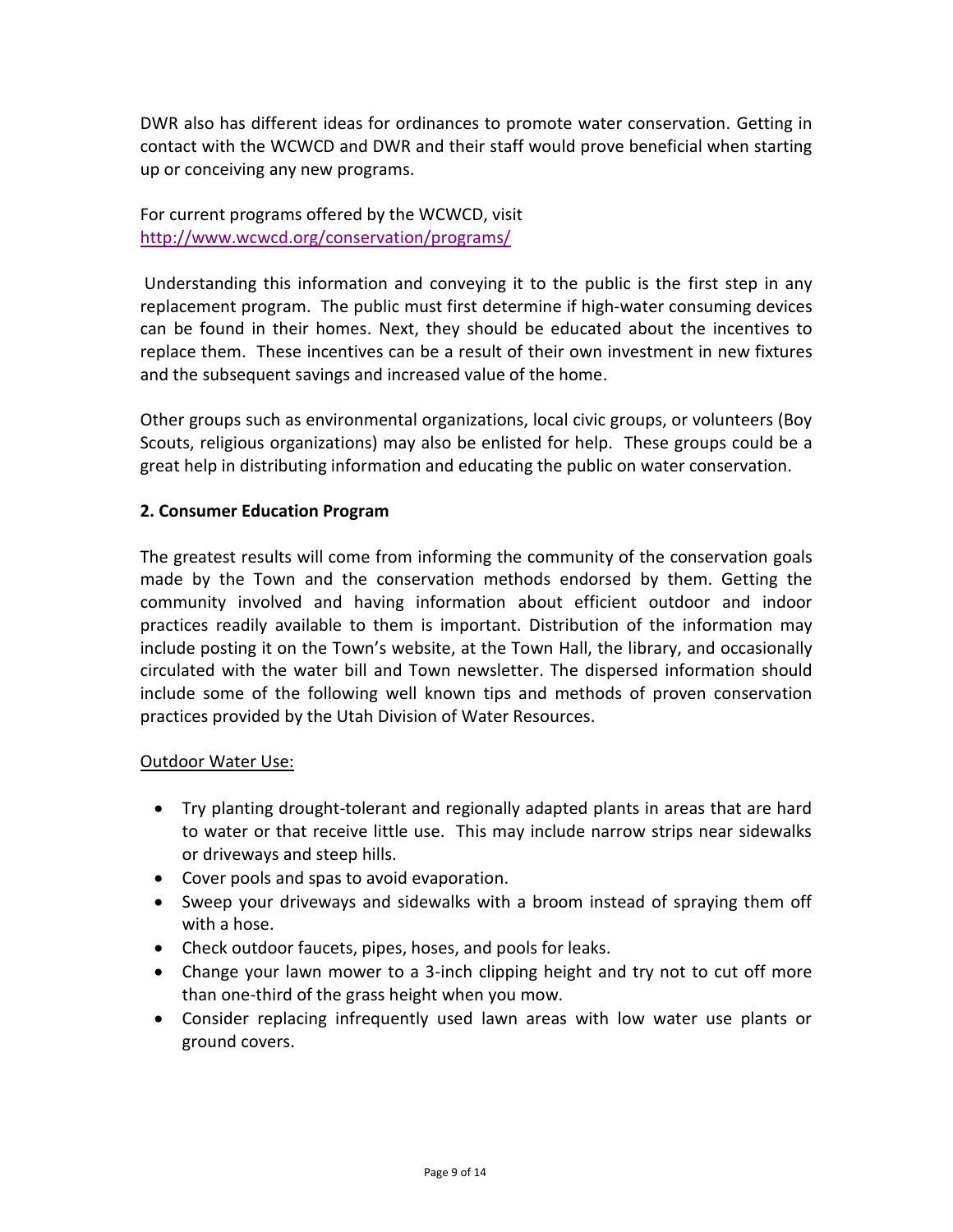DWR also has different ideas for ordinances to promote water conservation. Getting in contact with the WCWCD and DWR and their staff would prove beneficial when starting up or conceiving any new programs.

For current programs offered by the WCWCD, visit http://www.wcwcd.org/conservation/programs/

Understanding this information and conveying it to the public is the first step in any replacement program. The public must first determine if high-water consuming devices can be found in their homes. Next, they should be educated about the incentives to replace them. These incentives can be a result of their own investment in new fixtures and the subsequent savings and increased value of the home.

Other groups such as environmental organizations, local civic groups, or volunteers (Boy Scouts, religious organizations) may also be enlisted for help. These groups could be a great help in distributing information and educating the public on water conservation.

**2. Consumer Education Program**

The greatest results will come from informing the community of the conservation goals made by the Town and the conservation methods endorsed by them. Getting the community involved and having information about efficient outdoor and indoor practices readily available to them is important. Distribution of the information may include posting it on the Town's website, at the Town Hall, the library, and occasionally circulated with the water bill and Town newsletter. The dispersed information should include some of the following well known tips and methods of proven conservation practices provided by the Utah Division of Water Resources.

Outdoor Water Use:

- Try planting drought-tolerant and regionally adapted plants in areas that are hard to water or that receive little use. This may include narrow strips near sidewalks or driveways and steep hills.
- Cover pools and spas to avoid evaporation.
- Sweep your driveways and sidewalks with a broom instead of spraying them off with a hose.
- Check outdoor faucets, pipes, hoses, and pools for leaks.
- Change your lawn mower to a 3-inch clipping height and try not to cut off more than one-third of the grass height when you mow.
- Consider replacing infrequently used lawn areas with low water use plants or ground covers.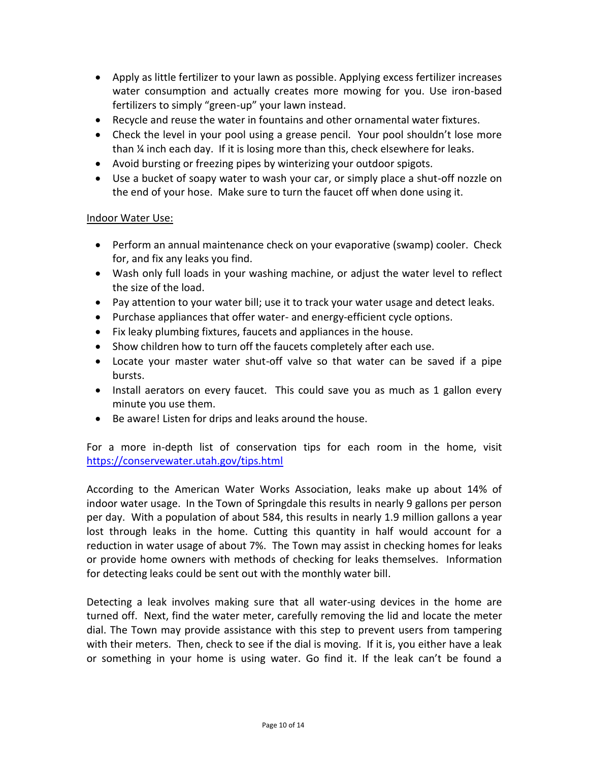- Apply as little fertilizer to your lawn as possible. Applying excess fertilizer increases water consumption and actually creates more mowing for you. Use iron-based fertilizers to simply "green-up" your lawn instead.
- Recycle and reuse the water in fountains and other ornamental water fixtures.
- Check the level in your pool using a grease pencil. Your pool shouldn't lose more than ¼ inch each day. If it is losing more than this, check elsewhere for leaks.
- Avoid bursting or freezing pipes by winterizing your outdoor spigots.
- Use a bucket of soapy water to wash your car, or simply place a shut-off nozzle on the end of your hose. Make sure to turn the faucet off when done using it.

Indoor Water Use:

- Perform an annual maintenance check on your evaporative (swamp) cooler. Check for, and fix any leaks you find.
- Wash only full loads in your washing machine, or adjust the water level to reflect the size of the load.
- Pay attention to your water bill; use it to track your water usage and detect leaks.
- Purchase appliances that offer water- and energy-efficient cycle options.
- Fix leaky plumbing fixtures, faucets and appliances in the house.
- Show children how to turn off the faucets completely after each use.
- Locate your master water shut-off valve so that water can be saved if a pipe bursts.
- Install aerators on every faucet. This could save you as much as 1 gallon every minute you use them.
- Be aware! Listen for drips and leaks around the house.

For a more in-depth list of conservation tips for each room in the home, visit https://conservewater.utah.gov/tips.html

According to the American Water Works Association, leaks make up about 14% of indoor water usage. In the Town of Springdale this results in nearly 9 gallons per person per day. With a population of about 584, this results in nearly 1.9 million gallons a year lost through leaks in the home. Cutting this quantity in half would account for a reduction in water usage of about 7%. The Town may assist in checking homes for leaks or provide home owners with methods of checking for leaks themselves. Information for detecting leaks could be sent out with the monthly water bill.

Detecting a leak involves making sure that all water-using devices in the home are turned off. Next, find the water meter, carefully removing the lid and locate the meter dial. The Town may provide assistance with this step to prevent users from tampering with their meters. Then, check to see if the dial is moving. If it is, you either have a leak or something in your home is using water. Go find it. If the leak can't be found a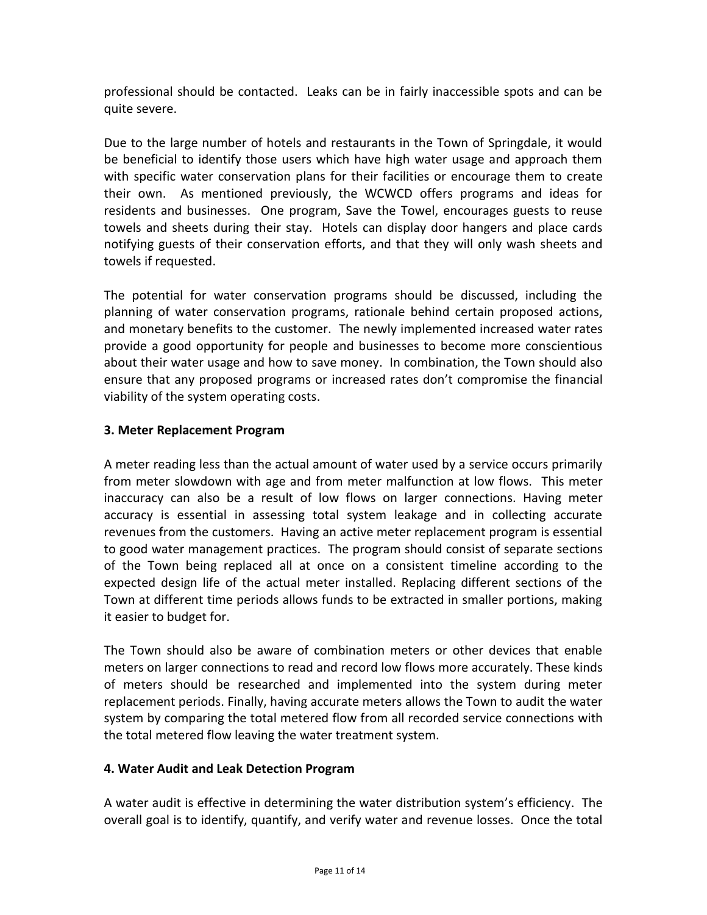professional should be contacted. Leaks can be in fairly inaccessible spots and can be quite severe.

Due to the large number of hotels and restaurants in the Town of Springdale, it would be beneficial to identify those users which have high water usage and approach them with specific water conservation plans for their facilities or encourage them to create their own. As mentioned previously, the WCWCD offers programs and ideas for residents and businesses. One program, Save the Towel, encourages guests to reuse towels and sheets during their stay. Hotels can display door hangers and place cards notifying guests of their conservation efforts, and that they will only wash sheets and towels if requested.

The potential for water conservation programs should be discussed, including the planning of water conservation programs, rationale behind certain proposed actions, and monetary benefits to the customer. The newly implemented increased water rates provide a good opportunity for people and businesses to become more conscientious about their water usage and how to save money. In combination, the Town should also ensure that any proposed programs or increased rates don't compromise the financial viability of the system operating costs.

### 3. Meter Replacement Program

A meter reading less than the actual amount of water used by a service occurs primarily from meter slowdown with age and from meter malfunction at low flows. This meter inaccuracy can also be a result of low flows on larger connections. Having meter accuracy is essential in assessing total system leakage and in collecting accurate revenues from the customers. Having an active meter replacement program is essential to good water management practices. The program should consist of separate sections of the Town being replaced all at once on a consistent timeline according to the expected design life of the actual meter installed. Replacing different sections of the Town at different time periods allows funds to be extracted in smaller portions, making it easier to budget for.

The Town should also be aware of combination meters or other devices that enable meters on larger connections to read and record low flows more accurately. These kinds of meters should be researched and implemented into the system during meter replacement periods. Finally, having accurate meters allows the Town to audit the water system by comparing the total metered flow from all recorded service connections with the total metered flow leaving the water treatment system.

### 4. Water Audit and Leak Detection Program

A water audit is effective in determining the water distribution system's efficiency. The overall goal is to identify, quantify, and verify water and revenue losses. Once the total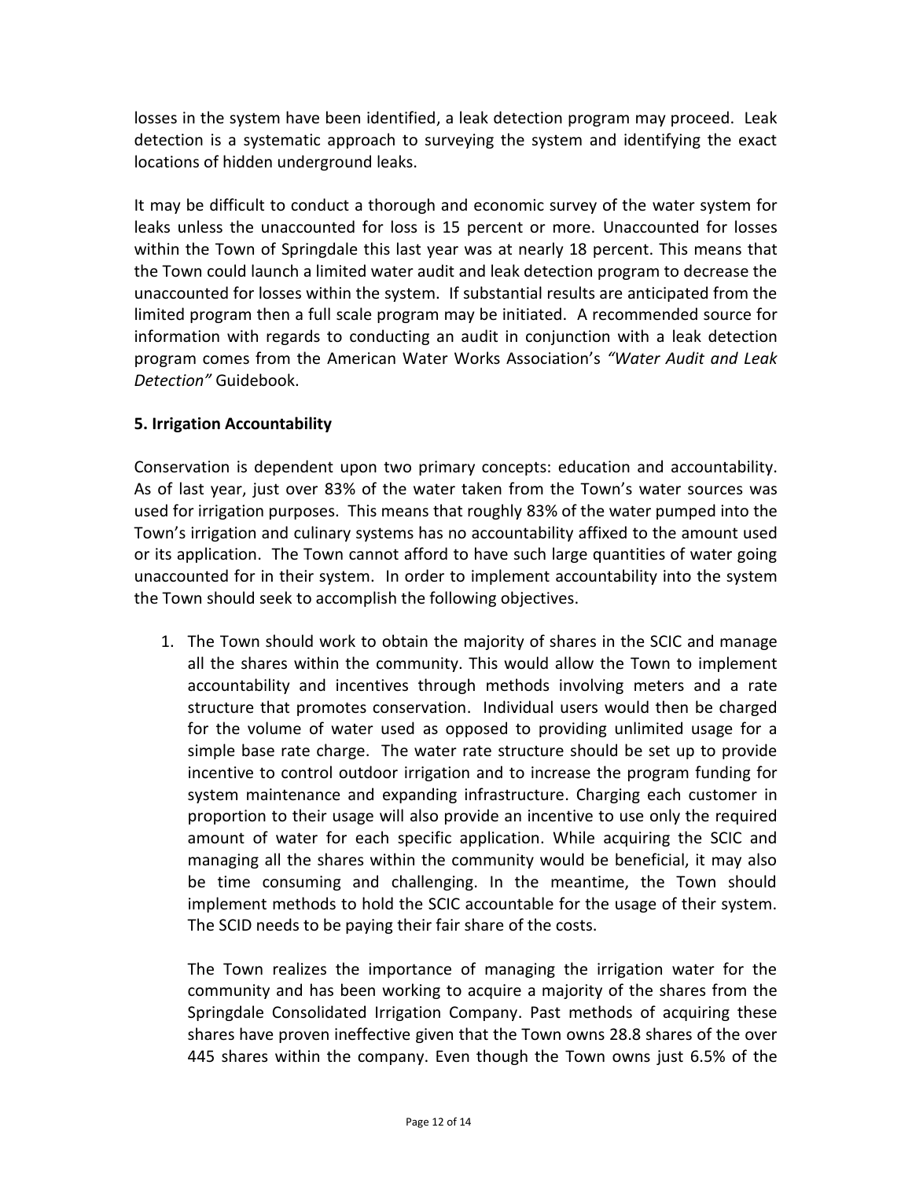losses in the system have been identified, a leak detection program may proceed. Leak detection is a systematic approach to surveying the system and identifying the exact locations of hidden underground leaks.

It may be difficult to conduct a thorough and economic survey of the water system for leaks unless the unaccounted for loss is 15 percent or more. Unaccounted for losses within the Town of Springdale this last year was at nearly 18 percent. This means that the Town could launch a limited water audit and leak detection program to decrease the unaccounted for losses within the system. If substantial results are anticipated from the limited program then a full scale program may be initiated. A recommended source for information with regards to conducting an audit in conjunction with a leak detection program comes from the American Water Works Association's *"Water Audit and Leak Detection"* Guidebook.

**5. Irrigation Accountability**

Conservation is dependent upon two primary concepts: education and accountability. As of last year, just over 83% of the water taken from the Town's water sources was used for irrigation purposes. This means that roughly 83% of the water pumped into the Town's irrigation and culinary systems has no accountability affixed to the amount used or its application. The Town cannot afford to have such large quantities of water going unaccounted for in their system. In order to implement accountability into the system the Town should seek to accomplish the following objectives.

1. The Town should work to obtain the majority of shares in the SCIC and manage all the shares within the community. This would allow the Town to implement accountability and incentives through methods involving meters and a rate structure that promotes conservation. Individual users would then be charged for the volume of water used as opposed to providing unlimited usage for a simple base rate charge. The water rate structure should be set up to provide incentive to control outdoor irrigation and to increase the program funding for system maintenance and expanding infrastructure. Charging each customer in proportion to their usage will also provide an incentive to use only the required amount of water for each specific application. While acquiring the SCIC and managing all the shares within the community would be beneficial, it may also be time consuming and challenging. In the meantime, the Town should implement methods to hold the SCIC accountable for the usage of their system. The SCID needs to be paying their fair share of the costs.

   The Town realizes the importance of managing the irrigation water for the community and has been working to acquire a majority of the shares from the Springdale Consolidated Irrigation Company. Past methods of acquiring these shares have proven ineffective given that the Town owns 28.8 shares of the over 445 shares within the company. Even though the Town owns just 6.5% of the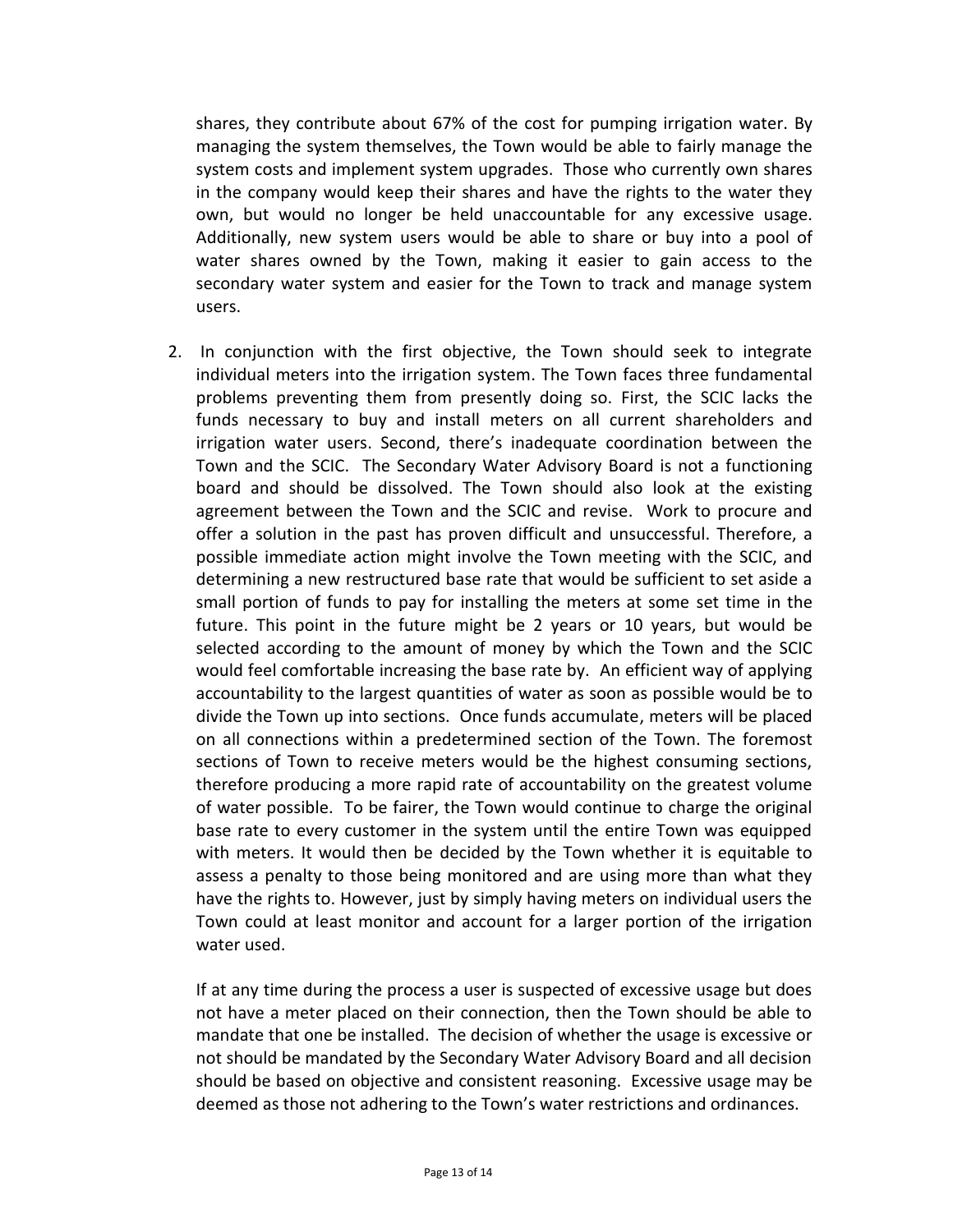shares, they contribute about 67% of the cost for pumping irrigation water. By managing the system themselves, the Town would be able to fairly manage the system costs and implement system upgrades. Those who currently own shares in the company would keep their shares and have the rights to the water they own, but would no longer be held unaccountable for any excessive usage. Additionally, new system users would be able to share or buy into a pool of water shares owned by the Town, making it easier to gain access to the secondary water system and easier for the Town to track and manage system users.

2. In conjunction with the first objective, the Town should seek to integrate individual meters into the irrigation system. The Town faces three fundamental problems preventing them from presently doing so. First, the SCIC lacks the funds necessary to buy and install meters on all current shareholders and irrigation water users. Second, there's inadequate coordination between the Town and the SCIC. The Secondary Water Advisory Board is not a functioning board and should be dissolved. The Town should also look at the existing agreement between the Town and the SCIC and revise. Work to procure and offer a solution in the past has proven difficult and unsuccessful. Therefore, a possible immediate action might involve the Town meeting with the SCIC, and determining a new restructured base rate that would be sufficient to set aside a small portion of funds to pay for installing the meters at some set time in the future. This point in the future might be 2 years or 10 years, but would be selected according to the amount of money by which the Town and the SCIC would feel comfortable increasing the base rate by. An efficient way of applying accountability to the largest quantities of water as soon as possible would be to divide the Town up into sections. Once funds accumulate, meters will be placed on all connections within a predetermined section of the Town. The foremost sections of Town to receive meters would be the highest consuming sections, therefore producing a more rapid rate of accountability on the greatest volume of water possible. To be fairer, the Town would continue to charge the original base rate to every customer in the system until the entire Town was equipped with meters. It would then be decided by the Town whether it is equitable to assess a penalty to those being monitored and are using more than what they have the rights to. However, just by simply having meters on individual users the Town could at least monitor and account for a larger portion of the irrigation water used.

   If at any time during the process a user is suspected of excessive usage but does not have a meter placed on their connection, then the Town should be able to mandate that one be installed. The decision of whether the usage is excessive or not should be mandated by the Secondary Water Advisory Board and all decision should be based on objective and consistent reasoning. Excessive usage may be deemed as those not adhering to the Town's water restrictions and ordinances.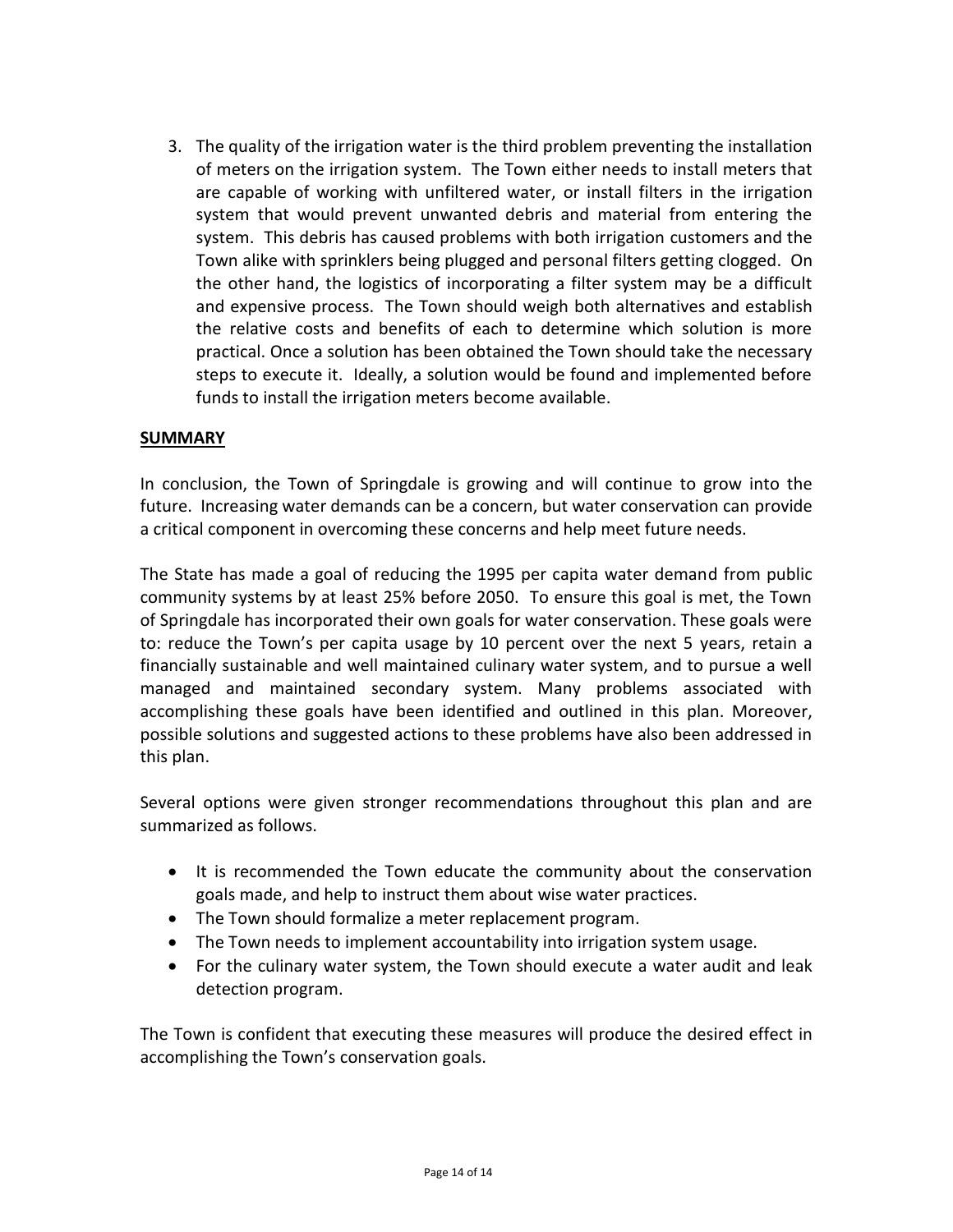3. The quality of the irrigation water is the third problem preventing the installation of meters on the irrigation system. The Town either needs to install meters that are capable of working with unfiltered water, or install filters in the irrigation system that would prevent unwanted debris and material from entering the system. This debris has caused problems with both irrigation customers and the Town alike with sprinklers being plugged and personal filters getting clogged. On the other hand, the logistics of incorporating a filter system may be a difficult and expensive process. The Town should weigh both alternatives and establish the relative costs and benefits of each to determine which solution is more practical. Once a solution has been obtained the Town should take the necessary steps to execute it. Ideally, a solution would be found and implemented before funds to install the irrigation meters become available.

## SUMMARY

In conclusion, the Town of Springdale is growing and will continue to grow into the future. Increasing water demands can be a concern, but water conservation can provide a critical component in overcoming these concerns and help meet future needs.

The State has made a goal of reducing the 1995 per capita water demand from public community systems by at least 25% before 2050. To ensure this goal is met, the Town of Springdale has incorporated their own goals for water conservation. These goals were to: reduce the Town's per capita usage by 10 percent over the next 5 years, retain a financially sustainable and well maintained culinary water system, and to pursue a well managed and maintained secondary system. Many problems associated with accomplishing these goals have been identified and outlined in this plan. Moreover, possible solutions and suggested actions to these problems have also been addressed in this plan.

Several options were given stronger recommendations throughout this plan and are summarized as follows.

- It is recommended the Town educate the community about the conservation goals made, and help to instruct them about wise water practices.
- The Town should formalize a meter replacement program.
- The Town needs to implement accountability into irrigation system usage.
- For the culinary water system, the Town should execute a water audit and leak detection program.

The Town is confident that executing these measures will produce the desired effect in accomplishing the Town's conservation goals.